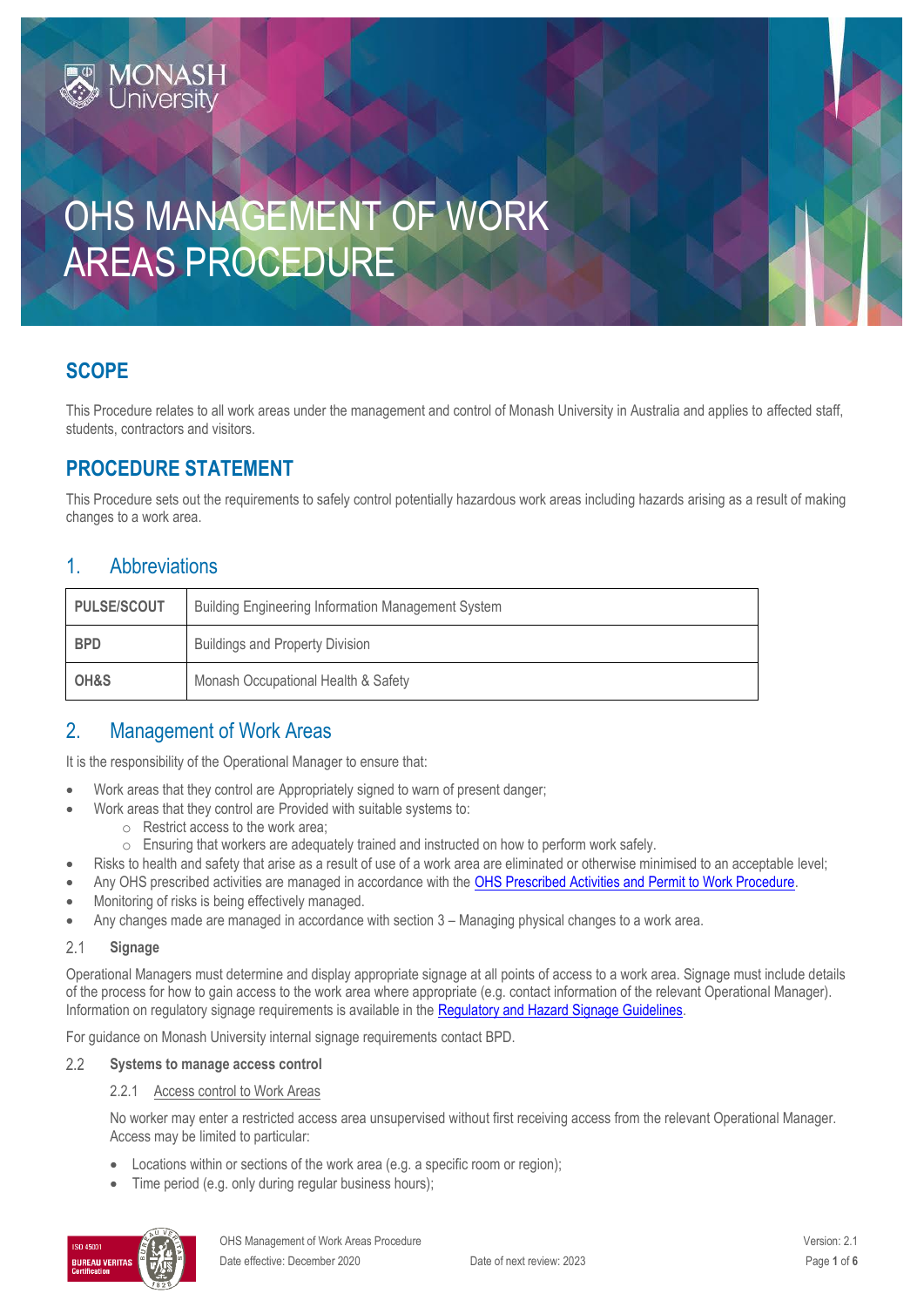# OHS MANAGEMENT OF WORK AREAS PROCEDURE

## SCOPE

This Procedure relates to all work areas under the management and control of Monash University in Australia and applies to affected staff, students, contractors and visitors.

## PROCEDURE STATEMENT

This Procedure sets out the requirements to safely control potentially hazardous work areas including hazards arising as a result of making changes to a work area.

## 1. Abbreviations

| PULSE/SCOUT | Building Engineering Information Management System |
|---|---|
| **BPD** | Buildings and Property Division |
| **OH&S** | Monash Occupational Health & Safety |

## 2. Management of Work Areas

It is the responsibility of the Operational Manager to ensure that:

- Work areas that they control are Appropriately signed to warn of present danger;
- Work areas that they control are Provided with suitable systems to:
  - Restrict access to the work area;
  - Ensuring that workers are adequately trained and instructed on how to perform work safely.
- Risks to health and safety that arise as a result of use of a work area are eliminated or otherwise minimised to an acceptable level;
- Any OHS prescribed activities are managed in accordance with the OHS Prescribed Activities and Permit to Work Procedure.
- Monitoring of risks is being effectively managed.
- Any changes made are managed in accordance with section 3 – Managing physical changes to a work area.

### 2.1 Signage

Operational Managers must determine and display appropriate signage at all points of access to a work area. Signage must include details of the process for how to gain access to the work area where appropriate (e.g. contact information of the relevant Operational Manager). Information on regulatory signage requirements is available in the Regulatory and Hazard Signage Guidelines.

For guidance on Monash University internal signage requirements contact BPD.

### 2.2 Systems to manage access control

#### 2.2.1 Access control to Work Areas

No worker may enter a restricted access area unsupervised without first receiving access from the relevant Operational Manager. Access may be limited to particular:

- Locations within or sections of the work area (e.g. a specific room or region);
- Time period (e.g. only during regular business hours);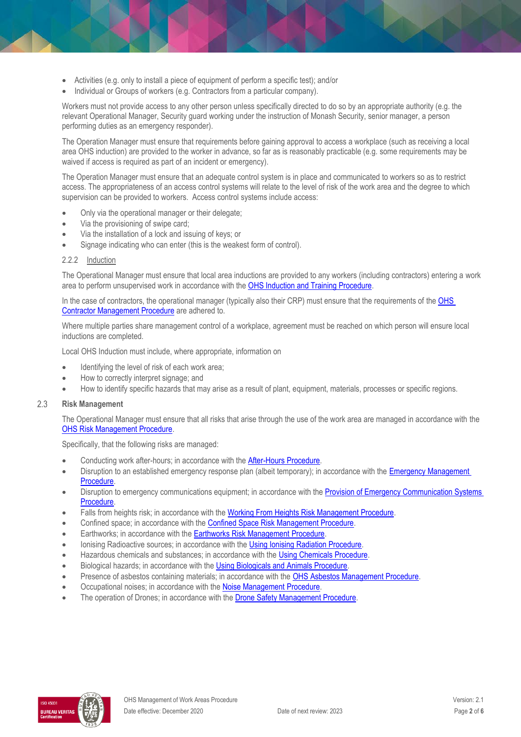- Activities (e.g. only to install a piece of equipment of perform a specific test); and/or
- Individual or Groups of workers (e.g. Contractors from a particular company).

Workers must not provide access to any other person unless specifically directed to do so by an appropriate authority (e.g. the relevant Operational Manager, Security guard working under the instruction of Monash Security, senior manager, a person performing duties as an emergency responder).

The Operation Manager must ensure that requirements before gaining approval to access a workplace (such as receiving a local area OHS induction) are provided to the worker in advance, so far as is reasonably practicable (e.g. some requirements may be waived if access is required as part of an incident or emergency).

The Operation Manager must ensure that an adequate control system is in place and communicated to workers so as to restrict access. The appropriateness of an access control systems will relate to the level of risk of the work area and the degree to which supervision can be provided to workers. Access control systems include access:

- Only via the operational manager or their delegate;
- Via the provisioning of swipe card;
- Via the installation of a lock and issuing of keys; or
- Signage indicating who can enter (this is the weakest form of control).

#### 2.2.2 Induction

The Operational Manager must ensure that local area inductions are provided to any workers (including contractors) entering a work area to perform unsupervised work in accordance with the OHS Induction and Training Procedure.

In the case of contractors, the operational manager (typically also their CRP) must ensure that the requirements of the OHS Contractor Management Procedure are adhered to.

Where multiple parties share management control of a workplace, agreement must be reached on which person will ensure local inductions are completed.

Local OHS Induction must include, where appropriate, information on

- Identifying the level of risk of each work area;
- How to correctly interpret signage; and
- How to identify specific hazards that may arise as a result of plant, equipment, materials, processes or specific regions.

### 2.3 Risk Management

The Operational Manager must ensure that all risks that arise through the use of the work area are managed in accordance with the OHS Risk Management Procedure.

Specifically, that the following risks are managed:

- Conducting work after-hours; in accordance with the After-Hours Procedure.
- Disruption to an established emergency response plan (albeit temporary); in accordance with the Emergency Management Procedure.
- Disruption to emergency communications equipment; in accordance with the Provision of Emergency Communication Systems Procedure.
- Falls from heights risk; in accordance with the Working From Heights Risk Management Procedure.
- Confined space; in accordance with the Confined Space Risk Management Procedure.
- Earthworks; in accordance with the Earthworks Risk Management Procedure.
- Ionising Radioactive sources; in accordance with the Using Ionising Radiation Procedure.
- Hazardous chemicals and substances; in accordance with the Using Chemicals Procedure.
- Biological hazards; in accordance with the Using Biologicals and Animals Procedure.
- Presence of asbestos containing materials; in accordance with the OHS Asbestos Management Procedure.
- Occupational noises; in accordance with the Noise Management Procedure.
- The operation of Drones; in accordance with the Drone Safety Management Procedure.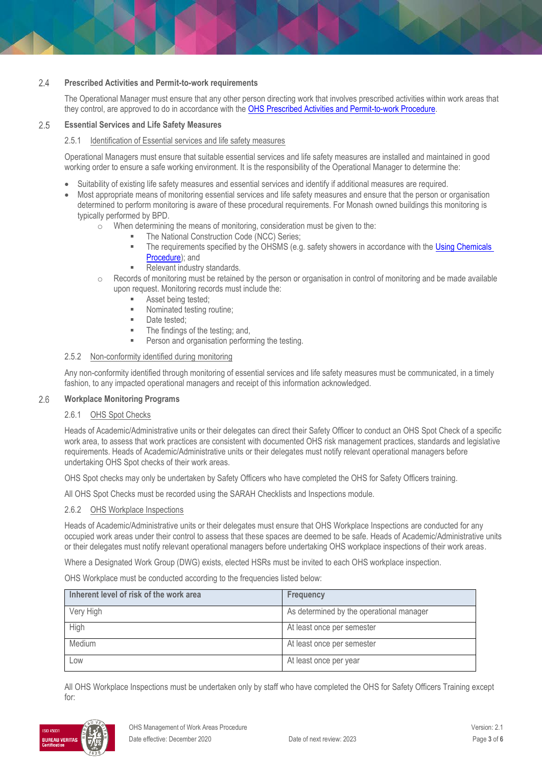## 2.4 Prescribed Activities and Permit-to-work requirements

The Operational Manager must ensure that any other person directing work that involves prescribed activities within work areas that they control, are approved to do in accordance with the OHS Prescribed Activities and Permit-to-work Procedure.

## 2.5 Essential Services and Life Safety Measures

### 2.5.1 Identification of Essential services and life safety measures

Operational Managers must ensure that suitable essential services and life safety measures are installed and maintained in good working order to ensure a safe working environment. It is the responsibility of the Operational Manager to determine the:

- Suitability of existing life safety measures and essential services and identify if additional measures are required.
- Most appropriate means of monitoring essential services and life safety measures and ensure that the person or organisation determined to perform monitoring is aware of these procedural requirements. For Monash owned buildings this monitoring is typically performed by BPD.
    - When determining the means of monitoring, consideration must be given to the:
        - The National Construction Code (NCC) Series;
        - The requirements specified by the OHSMS (e.g. safety showers in accordance with the Using Chemicals Procedure); and
        - Relevant industry standards.
    - Records of monitoring must be retained by the person or organisation in control of monitoring and be made available upon request. Monitoring records must include the:
        - Asset being tested;
        - Nominated testing routine;
        - Date tested;
        - The findings of the testing; and,
        - Person and organisation performing the testing.

### 2.5.2 Non-conformity identified during monitoring

Any non-conformity identified through monitoring of essential services and life safety measures must be communicated, in a timely fashion, to any impacted operational managers and receipt of this information acknowledged.

## 2.6 Workplace Monitoring Programs

### 2.6.1 OHS Spot Checks

Heads of Academic/Administrative units or their delegates can direct their Safety Officer to conduct an OHS Spot Check of a specific work area, to assess that work practices are consistent with documented OHS risk management practices, standards and legislative requirements. Heads of Academic/Administrative units or their delegates must notify relevant operational managers before undertaking OHS Spot checks of their work areas.

OHS Spot checks may only be undertaken by Safety Officers who have completed the OHS for Safety Officers training.

All OHS Spot Checks must be recorded using the SARAH Checklists and Inspections module.

### 2.6.2 OHS Workplace Inspections

Heads of Academic/Administrative units or their delegates must ensure that OHS Workplace Inspections are conducted for any occupied work areas under their control to assess that these spaces are deemed to be safe. Heads of Academic/Administrative units or their delegates must notify relevant operational managers before undertaking OHS workplace inspections of their work areas.

Where a Designated Work Group (DWG) exists, elected HSRs must be invited to each OHS workplace inspection.

OHS Workplace must be conducted according to the frequencies listed below:

| Inherent level of risk of the work area | Frequency |
|---|---|
| Very High | As determined by the operational manager |
| High | At least once per semester |
| Medium | At least once per semester |
| Low | At least once per year |

All OHS Workplace Inspections must be undertaken only by staff who have completed the OHS for Safety Officers Training except for: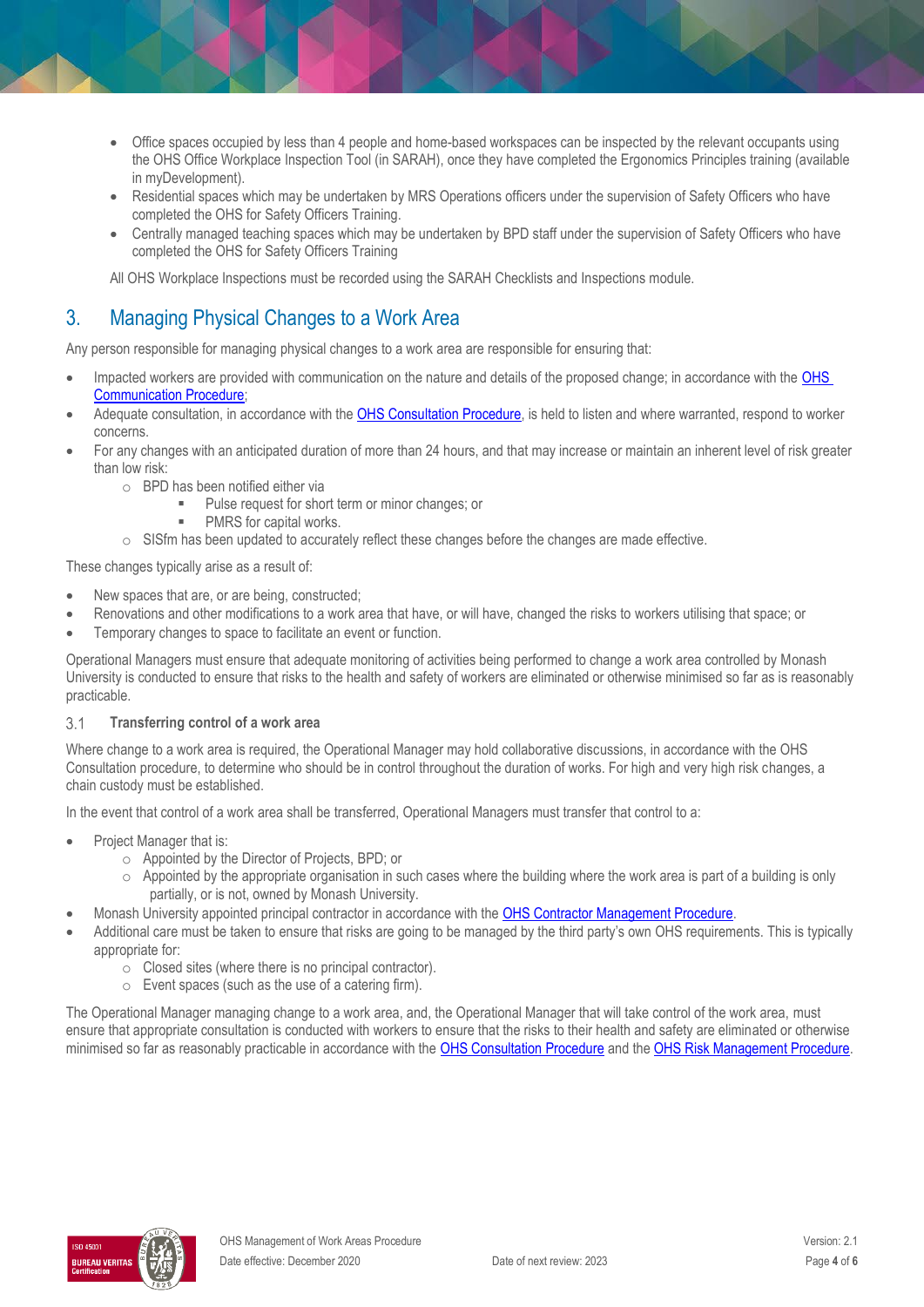- Office spaces occupied by less than 4 people and home-based workspaces can be inspected by the relevant occupants using the OHS Office Workplace Inspection Tool (in SARAH), once they have completed the Ergonomics Principles training (available in myDevelopment).
- Residential spaces which may be undertaken by MRS Operations officers under the supervision of Safety Officers who have completed the OHS for Safety Officers Training.
- Centrally managed teaching spaces which may be undertaken by BPD staff under the supervision of Safety Officers who have completed the OHS for Safety Officers Training

All OHS Workplace Inspections must be recorded using the SARAH Checklists and Inspections module.

## 3. Managing Physical Changes to a Work Area

Any person responsible for managing physical changes to a work area are responsible for ensuring that:

- Impacted workers are provided with communication on the nature and details of the proposed change; in accordance with the OHS Communication Procedure;
- Adequate consultation, in accordance with the OHS Consultation Procedure, is held to listen and where warranted, respond to worker concerns.
- For any changes with an anticipated duration of more than 24 hours, and that may increase or maintain an inherent level of risk greater than low risk:
  - BPD has been notified either via
    - Pulse request for short term or minor changes; or
    - PMRS for capital works.
  - SISfm has been updated to accurately reflect these changes before the changes are made effective.

These changes typically arise as a result of:

- New spaces that are, or are being, constructed;
- Renovations and other modifications to a work area that have, or will have, changed the risks to workers utilising that space; or
- Temporary changes to space to facilitate an event or function.

Operational Managers must ensure that adequate monitoring of activities being performed to change a work area controlled by Monash University is conducted to ensure that risks to the health and safety of workers are eliminated or otherwise minimised so far as is reasonably practicable.

### 3.1 Transferring control of a work area

Where change to a work area is required, the Operational Manager may hold collaborative discussions, in accordance with the OHS Consultation procedure, to determine who should be in control throughout the duration of works. For high and very high risk changes, a chain custody must be established.

In the event that control of a work area shall be transferred, Operational Managers must transfer that control to a:

- Project Manager that is:
  - Appointed by the Director of Projects, BPD; or
  - Appointed by the appropriate organisation in such cases where the building where the work area is part of a building is only partially, or is not, owned by Monash University.
- Monash University appointed principal contractor in accordance with the OHS Contractor Management Procedure.
- Additional care must be taken to ensure that risks are going to be managed by the third party's own OHS requirements. This is typically appropriate for:
  - Closed sites (where there is no principal contractor).
  - Event spaces (such as the use of a catering firm).

The Operational Manager managing change to a work area, and, the Operational Manager that will take control of the work area, must ensure that appropriate consultation is conducted with workers to ensure that the risks to their health and safety are eliminated or otherwise minimised so far as reasonably practicable in accordance with the OHS Consultation Procedure and the OHS Risk Management Procedure.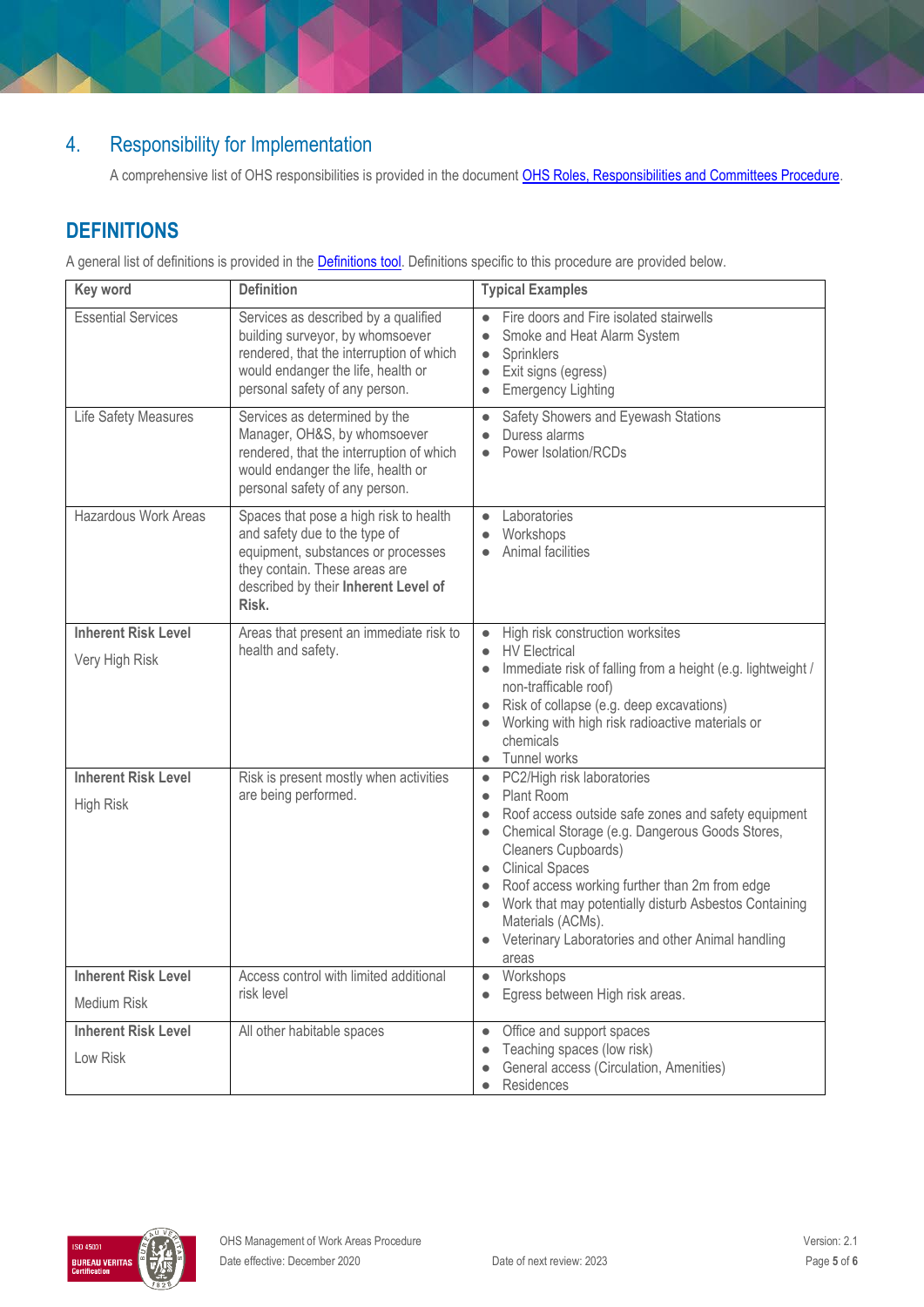## 4. Responsibility for Implementation

A comprehensive list of OHS responsibilities is provided in the document OHS Roles, Responsibilities and Committees Procedure.

## DEFINITIONS

A general list of definitions is provided in the Definitions tool. Definitions specific to this procedure are provided below.

| Key word | Definition | Typical Examples |
|---|---|---|
| Essential Services | Services as described by a qualified building surveyor, by whomsoever rendered, that the interruption of which would endanger the life, health or personal safety of any person. | • Fire doors and Fire isolated stairwells<br>• Smoke and Heat Alarm System<br>• Sprinklers<br>• Exit signs (egress)<br>• Emergency Lighting |
| Life Safety Measures | Services as determined by the Manager, OH&S, by whomsoever rendered, that the interruption of which would endanger the life, health or personal safety of any person. | • Safety Showers and Eyewash Stations<br>• Duress alarms<br>• Power Isolation/RCDs |
| Hazardous Work Areas | Spaces that pose a high risk to health and safety due to the type of equipment, substances or processes they contain. These areas are described by their **Inherent Level of Risk.** | • Laboratories<br>• Workshops<br>• Animal facilities |
| **Inherent Risk Level**<br>Very High Risk | Areas that present an immediate risk to health and safety. | • High risk construction worksites<br>• HV Electrical<br>• Immediate risk of falling from a height (e.g. lightweight / non-trafficable roof)<br>• Risk of collapse (e.g. deep excavations)<br>• Working with high risk radioactive materials or chemicals<br>• Tunnel works |
| **Inherent Risk Level**<br>High Risk | Risk is present mostly when activities are being performed. | • PC2/High risk laboratories<br>• Plant Room<br>• Roof access outside safe zones and safety equipment<br>• Chemical Storage (e.g. Dangerous Goods Stores, Cleaners Cupboards)<br>• Clinical Spaces<br>• Roof access working further than 2m from edge<br>• Work that may potentially disturb Asbestos Containing Materials (ACMs).<br>• Veterinary Laboratories and other Animal handling areas |
| **Inherent Risk Level**<br>Medium Risk | Access control with limited additional risk level | • Workshops<br>• Egress between High risk areas. |
| **Inherent Risk Level**<br>Low Risk | All other habitable spaces | • Office and support spaces<br>• Teaching spaces (low risk)<br>• General access (Circulation, Amenities)<br>• Residences |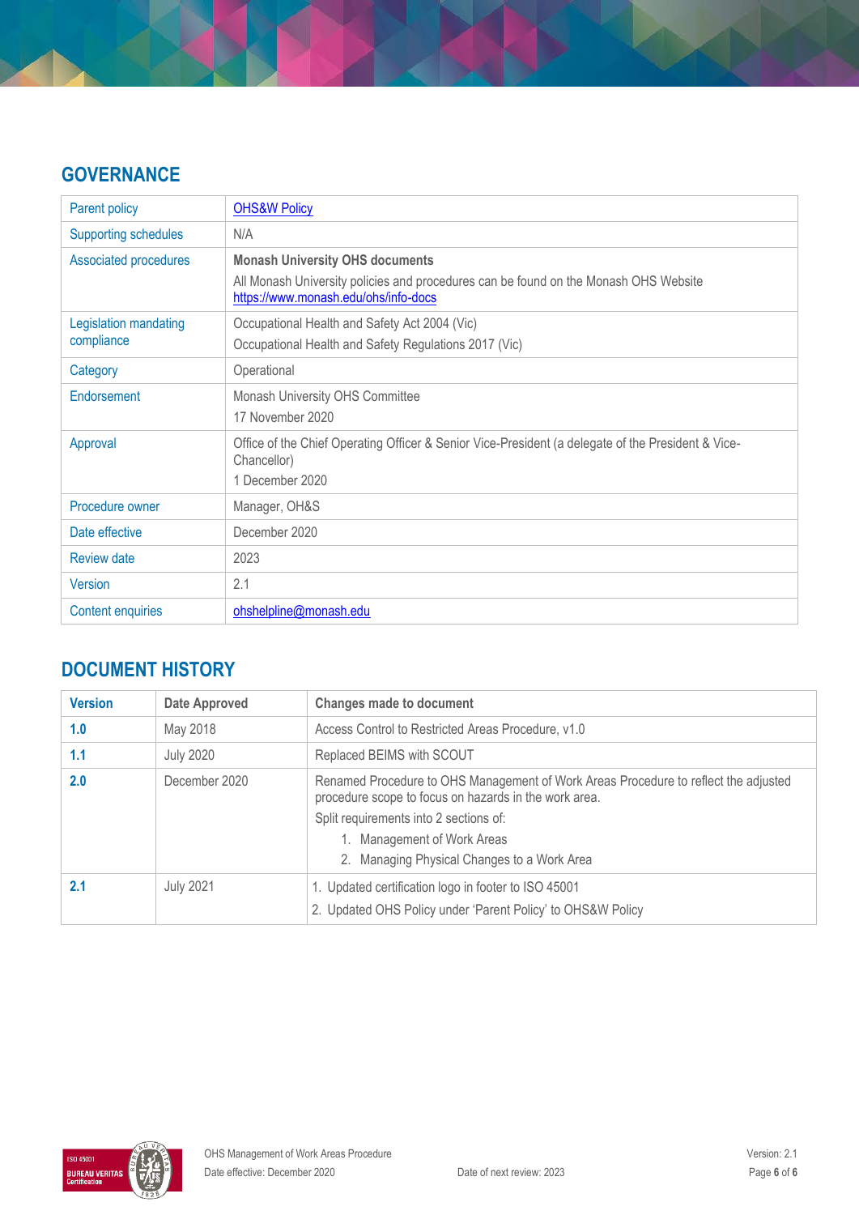## GOVERNANCE

| | |
|---|---|
| Parent policy | [OHS&W Policy] |
| Supporting schedules | N/A |
| Associated procedures | **Monash University OHS documents**<br>All Monash University policies and procedures can be found on the Monash OHS Website https://www.monash.edu/ohs/info-docs |
| Legislation mandating compliance | Occupational Health and Safety Act 2004 (Vic)<br>Occupational Health and Safety Regulations 2017 (Vic) |
| Category | Operational |
| Endorsement | Monash University OHS Committee<br>17 November 2020 |
| Approval | Office of the Chief Operating Officer & Senior Vice-President (a delegate of the President & Vice-Chancellor)<br>1 December 2020 |
| Procedure owner | Manager, OH&S |
| Date effective | December 2020 |
| Review date | 2023 |
| Version | 2.1 |
| Content enquiries | ohshelpline@monash.edu |

## DOCUMENT HISTORY

| Version | Date Approved | Changes made to document |
|---|---|---|
| **1.0** | May 2018 | Access Control to Restricted Areas Procedure, v1.0 |
| **1.1** | July 2020 | Replaced BEIMS with SCOUT |
| **2.0** | December 2020 | Renamed Procedure to OHS Management of Work Areas Procedure to reflect the adjusted procedure scope to focus on hazards in the work area.<br>Split requirements into 2 sections of:<br>1. Management of Work Areas<br>2. Managing Physical Changes to a Work Area |
| **2.1** | July 2021 | 1. Updated certification logo in footer to ISO 45001<br>2. Updated OHS Policy under 'Parent Policy' to OHS&W Policy |